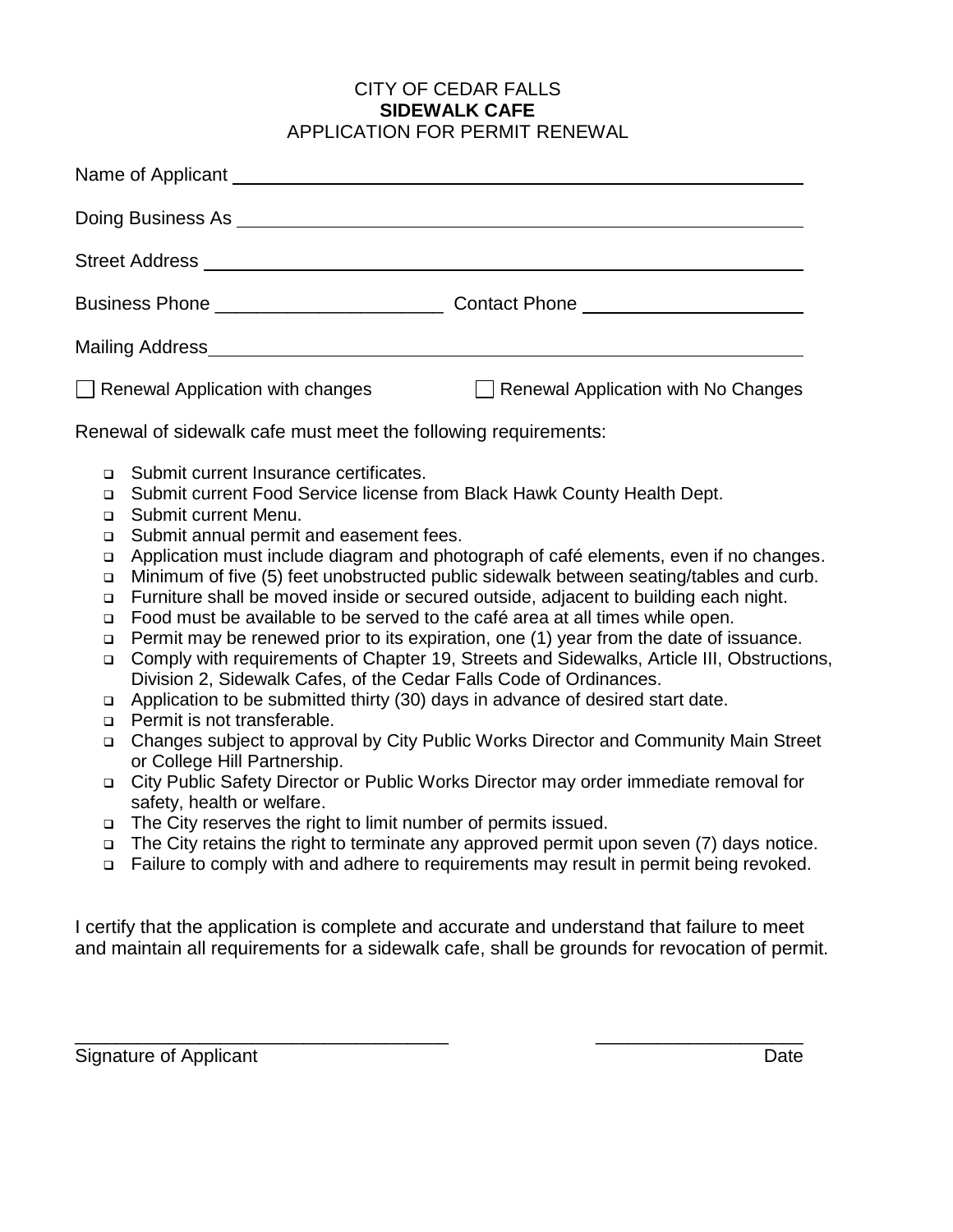# CITY OF CEDAR FALLS
## SIDEWALK CAFE
### APPLICATION FOR PERMIT RENEWAL

Name of Applicant ______________________________________________

Doing Business As ______________________________________________

Street Address ______________________________________________

Business Phone ______________________ Contact Phone ______________________

Mailing Address ______________________________________________

☐ Renewal Application with changes ☐ Renewal Application with No Changes

Renewal of sidewalk cafe must meet the following requirements:

- Submit current Insurance certificates.
- Submit current Food Service license from Black Hawk County Health Dept.
- Submit current Menu.
- Submit annual permit and easement fees.
- Application must include diagram and photograph of café elements, even if no changes.
- Minimum of five (5) feet unobstructed public sidewalk between seating/tables and curb.
- Furniture shall be moved inside or secured outside, adjacent to building each night.
- Food must be available to be served to the café area at all times while open.
- Permit may be renewed prior to its expiration, one (1) year from the date of issuance.
- Comply with requirements of Chapter 19, Streets and Sidewalks, Article III, Obstructions, Division 2, Sidewalk Cafes, of the Cedar Falls Code of Ordinances.
- Application to be submitted thirty (30) days in advance of desired start date.
- Permit is not transferable.
- Changes subject to approval by City Public Works Director and Community Main Street or College Hill Partnership.
- City Public Safety Director or Public Works Director may order immediate removal for safety, health or welfare.
- The City reserves the right to limit number of permits issued.
- The City retains the right to terminate any approved permit upon seven (7) days notice.
- Failure to comply with and adhere to requirements may result in permit being revoked.

I certify that the application is complete and accurate and understand that failure to meet and maintain all requirements for a sidewalk cafe, shall be grounds for revocation of permit.

____________________________________ ____________________

Signature of Applicant Date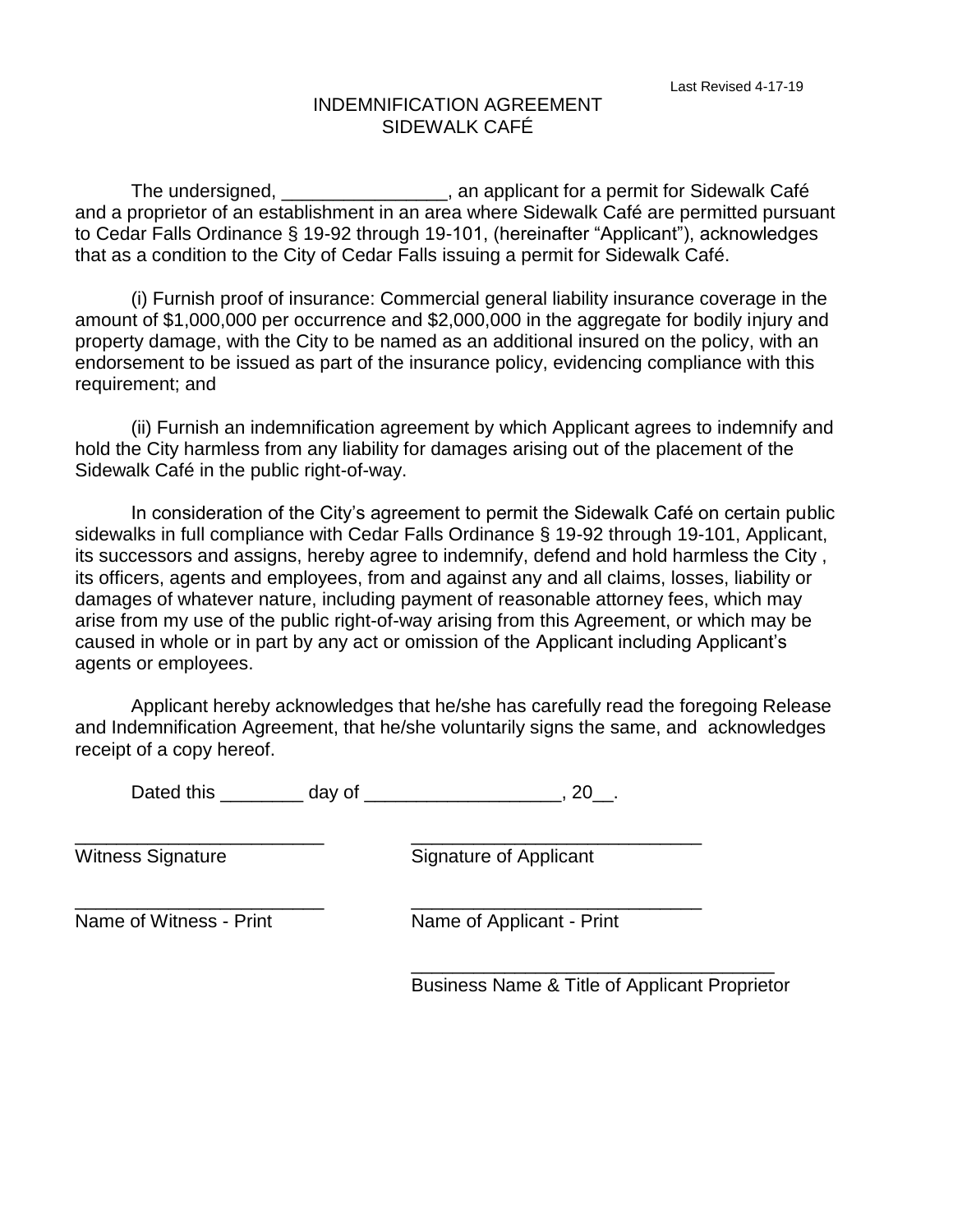Last Revised 4-17-19

# INDEMNIFICATION AGREEMENT
# SIDEWALK CAFÉ

The undersigned, ________________, an applicant for a permit for Sidewalk Café and a proprietor of an establishment in an area where Sidewalk Café are permitted pursuant to Cedar Falls Ordinance § 19-92 through 19-101, (hereinafter "Applicant"), acknowledges that as a condition to the City of Cedar Falls issuing a permit for Sidewalk Café.

(i) Furnish proof of insurance: Commercial general liability insurance coverage in the amount of $1,000,000 per occurrence and $2,000,000 in the aggregate for bodily injury and property damage, with the City to be named as an additional insured on the policy, with an endorsement to be issued as part of the insurance policy, evidencing compliance with this requirement; and

(ii) Furnish an indemnification agreement by which Applicant agrees to indemnify and hold the City harmless from any liability for damages arising out of the placement of the Sidewalk Café in the public right-of-way.

In consideration of the City's agreement to permit the Sidewalk Café on certain public sidewalks in full compliance with Cedar Falls Ordinance § 19-92 through 19-101, Applicant, its successors and assigns, hereby agree to indemnify, defend and hold harmless the City , its officers, agents and employees, from and against any and all claims, losses, liability or damages of whatever nature, including payment of reasonable attorney fees, which may arise from my use of the public right-of-way arising from this Agreement, or which may be caused in whole or in part by any act or omission of the Applicant including Applicant's agents or employees.

Applicant hereby acknowledges that he/she has carefully read the foregoing Release and Indemnification Agreement, that he/she voluntarily signs the same, and acknowledges receipt of a copy hereof.

Dated this ________ day of ___________________, 20__.

| | |
|---|---|
| _________________________ | _____________________________ |
| Witness Signature | Signature of Applicant |
| _________________________ | _____________________________ |
| Name of Witness - Print | Name of Applicant - Print |
| | ___________________________________ |
| | Business Name & Title of Applicant Proprietor |